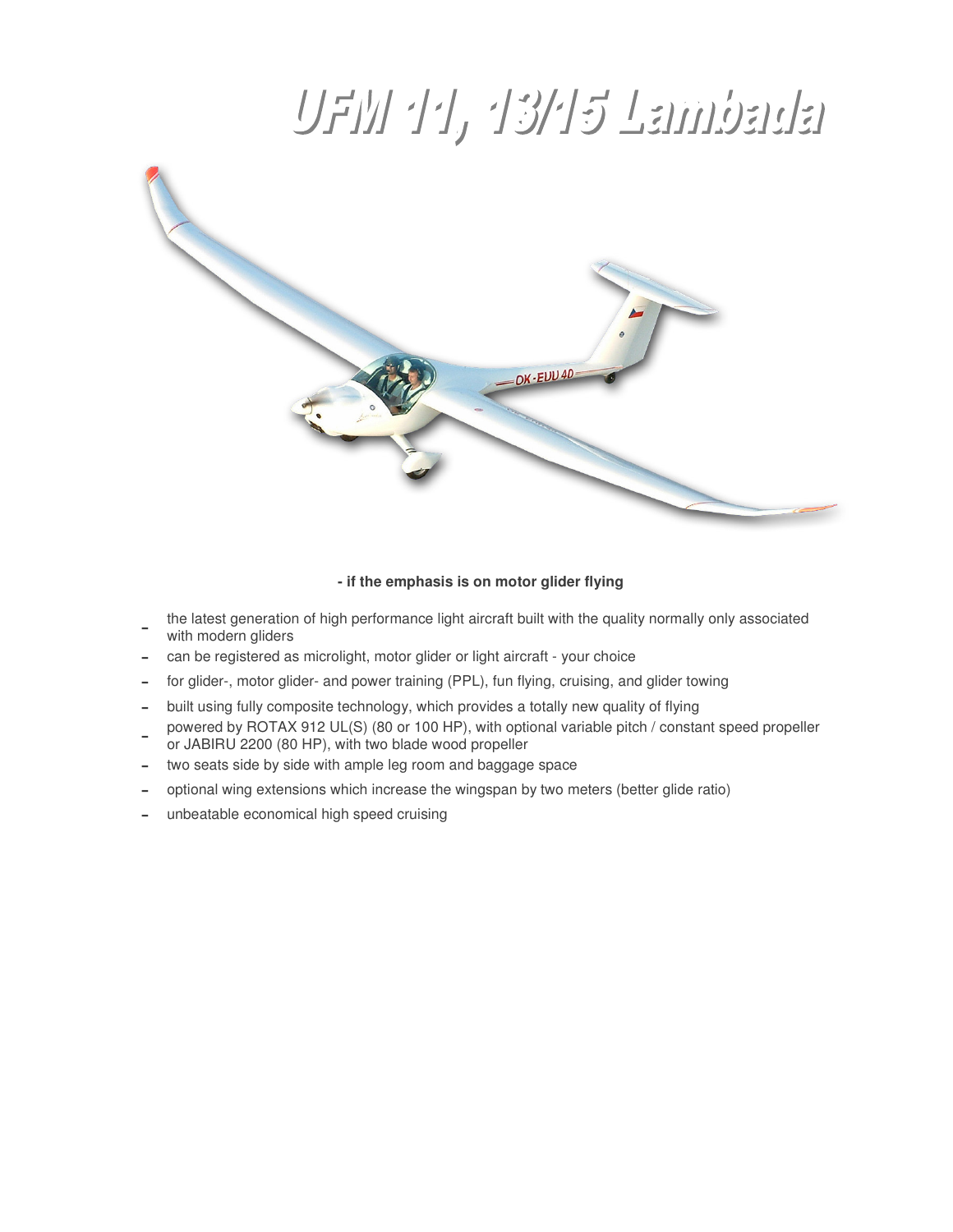# UFM 11, 13/15 Lambada

**- if the emphasis is on motor glider flying**

- the latest generation of high performance light aircraft built with the quality normally only associated with modern gliders
- can be registered as microlight, motor glider or light aircraft - your choice
- for glider-, motor glider- and power training (PPL), fun flying, cruising, and glider towing
- built using fully composite technology, which provides a totally new quality of flying
- powered by ROTAX 912 UL(S) (80 or 100 HP), with optional variable pitch / constant speed propeller or JABIRU 2200 (80 HP), with two blade wood propeller
- two seats side by side with ample leg room and baggage space
- optional wing extensions which increase the wingspan by two meters (better glide ratio)
- unbeatable economical high speed cruising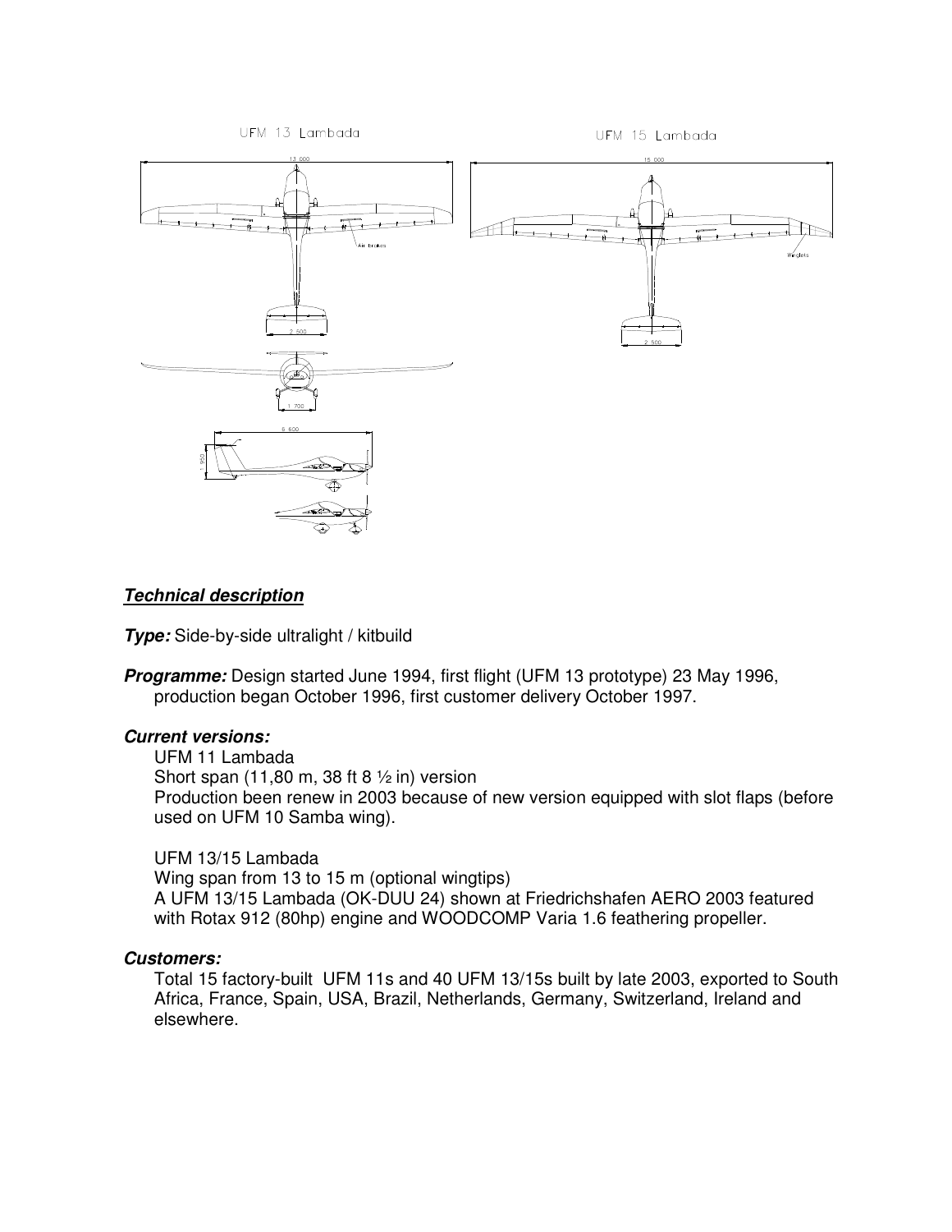UFM 13 Lambada

13 000

Air brakes

2 500

1 700

6 600

1 950

UFM 15 Lambada

15 000

Winglets

2 500

***Technical description***

***Type:*** Side-by-side ultralight / kitbuild

***Programme:*** Design started June 1994, first flight (UFM 13 prototype) 23 May 1996, production began October 1996, first customer delivery October 1997.

***Current versions:***

UFM 11 Lambada
Short span (11,80 m, 38 ft 8 ½ in) version
Production been renew in 2003 because of new version equipped with slot flaps (before used on UFM 10 Samba wing).

UFM 13/15 Lambada
Wing span from 13 to 15 m (optional wingtips)
A UFM 13/15 Lambada (OK-DUU 24) shown at Friedrichshafen AERO 2003 featured with Rotax 912 (80hp) engine and WOODCOMP Varia 1.6 feathering propeller.

***Customers:***

Total 15 factory-built UFM 11s and 40 UFM 13/15s built by late 2003, exported to South Africa, France, Spain, USA, Brazil, Netherlands, Germany, Switzerland, Ireland and elsewhere.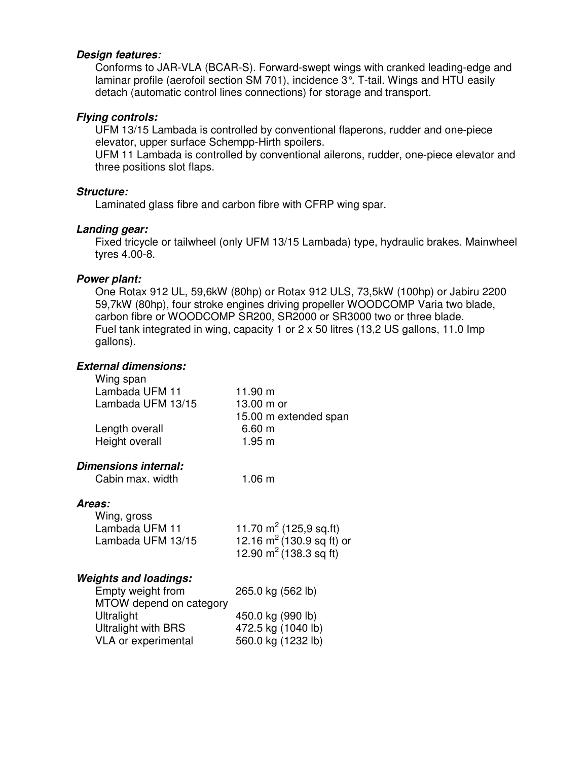***Design features:***

Conforms to JAR-VLA (BCAR-S). Forward-swept wings with cranked leading-edge and laminar profile (aerofoil section SM 701), incidence 3°. T-tail. Wings and HTU easily detach (automatic control lines connections) for storage and transport.

***Flying controls:***

UFM 13/15 Lambada is controlled by conventional flaperons, rudder and one-piece elevator, upper surface Schempp-Hirth spoilers.
UFM 11 Lambada is controlled by conventional ailerons, rudder, one-piece elevator and three positions slot flaps.

***Structure:***

Laminated glass fibre and carbon fibre with CFRP wing spar.

***Landing gear:***

Fixed tricycle or tailwheel (only UFM 13/15 Lambada) type, hydraulic brakes. Mainwheel tyres 4.00-8.

***Power plant:***

One Rotax 912 UL, 59,6kW (80hp) or Rotax 912 ULS, 73,5kW (100hp) or Jabiru 2200 59,7kW (80hp), four stroke engines driving propeller WOODCOMP Varia two blade, carbon fibre or WOODCOMP SR200, SR2000 or SR3000 two or three blade.
Fuel tank integrated in wing, capacity 1 or 2 x 50 litres (13,2 US gallons, 11.0 Imp gallons).

***External dimensions:***

| | |
|---|---|
| Wing span | |
| Lambada UFM 11 | 11.90 m |
| Lambada UFM 13/15 | 13.00 m or |
| | 15.00 m extended span |
| Length overall | 6.60 m |
| Height overall | 1.95 m |

***Dimensions internal:***

| | |
|---|---|
| Cabin max. width | 1.06 m |

***Areas:***

| | |
|---|---|
| Wing, gross | |
| Lambada UFM 11 | 11.70 $m^2$ (125,9 sq.ft) |
| Lambada UFM 13/15 | 12.16 $m^2$ (130.9 sq ft) or |
| | 12.90 $m^2$ (138.3 sq ft) |

***Weights and loadings:***

| | |
|---|---|
| Empty weight from | 265.0 kg (562 lb) |
| MTOW depend on category | |
| Ultralight | 450.0 kg (990 lb) |
| Ultralight with BRS | 472.5 kg (1040 lb) |
| VLA or experimental | 560.0 kg (1232 lb) |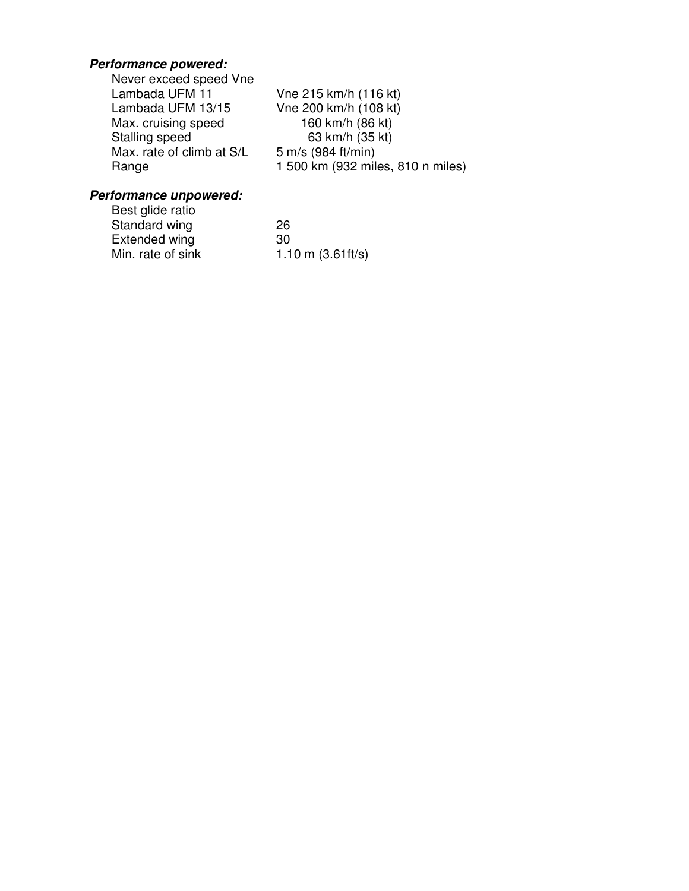***Performance powered:***

| | |
|---|---|
| Never exceed speed Vne | |
| Lambada UFM 11 | Vne 215 km/h (116 kt) |
| Lambada UFM 13/15 | Vne 200 km/h (108 kt) |
| Max. cruising speed | 160 km/h (86 kt) |
| Stalling speed | 63 km/h (35 kt) |
| Max. rate of climb at S/L | 5 m/s (984 ft/min) |
| Range | 1 500 km (932 miles, 810 n miles) |

***Performance unpowered:***

| | |
|---|---|
| Best glide ratio | |
| Standard wing | 26 |
| Extended wing | 30 |
| Min. rate of sink | 1.10 m (3.61ft/s) |